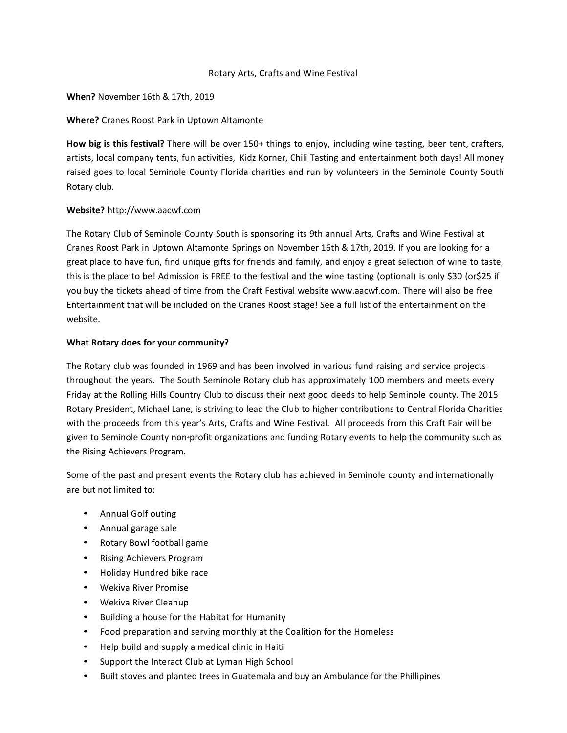# Rotary Arts, Crafts and Wine Festival

**When?** November 16th & 17th, 2019

**Where?** Cranes Roost Park in Uptown Altamonte

**How big is this festival?** There will be over 150+ things to enjoy, including wine tasting, beer tent, crafters, artists, local company tents, fun activities, Kidz Korner, Chili Tasting and entertainment both days! All money raised goes to local Seminole County Florida charities and run by volunteers in the Seminole County South Rotary club.

**Website?** http://www.aacwf.com

The Rotary Club of Seminole County South is sponsoring its 9th annual Arts, Crafts and Wine Festival at Cranes Roost Park in Uptown Altamonte Springs on November 16th & 17th, 2019. If you are looking for a great place to have fun, find unique gifts for friends and family, and enjoy a great selection of wine to taste, this is the place to be! Admission is FREE to the festival and the wine tasting (optional) is only $30 (or$25 if you buy the tickets ahead of time from the Craft Festival website www.aacwf.com. There will also be free Entertainment that will be included on the Cranes Roost stage! See a full list of the entertainment on the website.

**What Rotary does for your community?**

The Rotary club was founded in 1969 and has been involved in various fund raising and service projects throughout the years. The South Seminole Rotary club has approximately 100 members and meets every Friday at the Rolling Hills Country Club to discuss their next good deeds to help Seminole county. The 2015 Rotary President, Michael Lane, is striving to lead the Club to higher contributions to Central Florida Charities with the proceeds from this year's Arts, Crafts and Wine Festival. All proceeds from this Craft Fair will be given to Seminole County non-profit organizations and funding Rotary events to help the community such as the Rising Achievers Program.

Some of the past and present events the Rotary club has achieved in Seminole county and internationally are but not limited to:

- Annual Golf outing
- Annual garage sale
- Rotary Bowl football game
- Rising Achievers Program
- Holiday Hundred bike race
- Wekiva River Promise
- Wekiva River Cleanup
- Building a house for the Habitat for Humanity
- Food preparation and serving monthly at the Coalition for the Homeless
- Help build and supply a medical clinic in Haiti
- Support the Interact Club at Lyman High School
- Built stoves and planted trees in Guatemala and buy an Ambulance for the Phillipines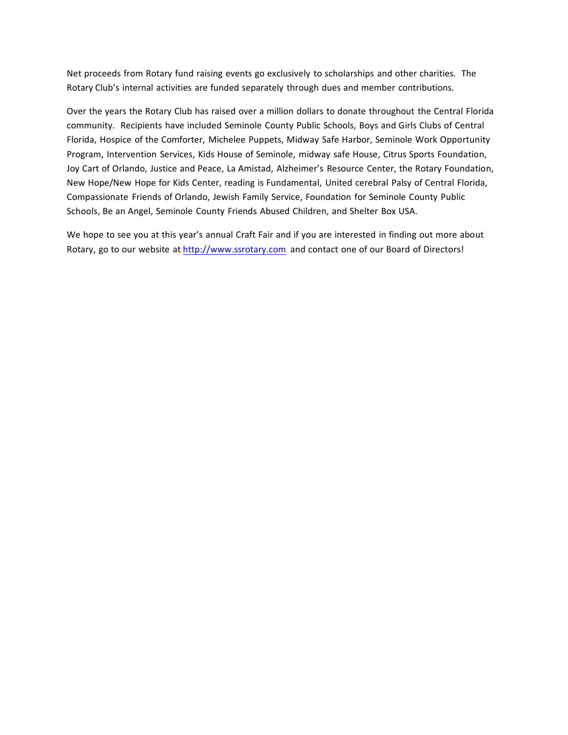Net proceeds from Rotary fund raising events go exclusively to scholarships and other charities. The Rotary Club's internal activities are funded separately through dues and member contributions.

Over the years the Rotary Club has raised over a million dollars to donate throughout the Central Florida community. Recipients have included Seminole County Public Schools, Boys and Girls Clubs of Central Florida, Hospice of the Comforter, Michelee Puppets, Midway Safe Harbor, Seminole Work Opportunity Program, Intervention Services, Kids House of Seminole, midway safe House, Citrus Sports Foundation, Joy Cart of Orlando, Justice and Peace, La Amistad, Alzheimer's Resource Center, the Rotary Foundation, New Hope/New Hope for Kids Center, reading is Fundamental, United cerebral Palsy of Central Florida, Compassionate Friends of Orlando, Jewish Family Service, Foundation for Seminole County Public Schools, Be an Angel, Seminole County Friends Abused Children, and Shelter Box USA.

We hope to see you at this year's annual Craft Fair and if you are interested in finding out more about Rotary, go to our website at [http://www.ssrotary.com](http://www.ssrotary.com) and contact one of our Board of Directors!